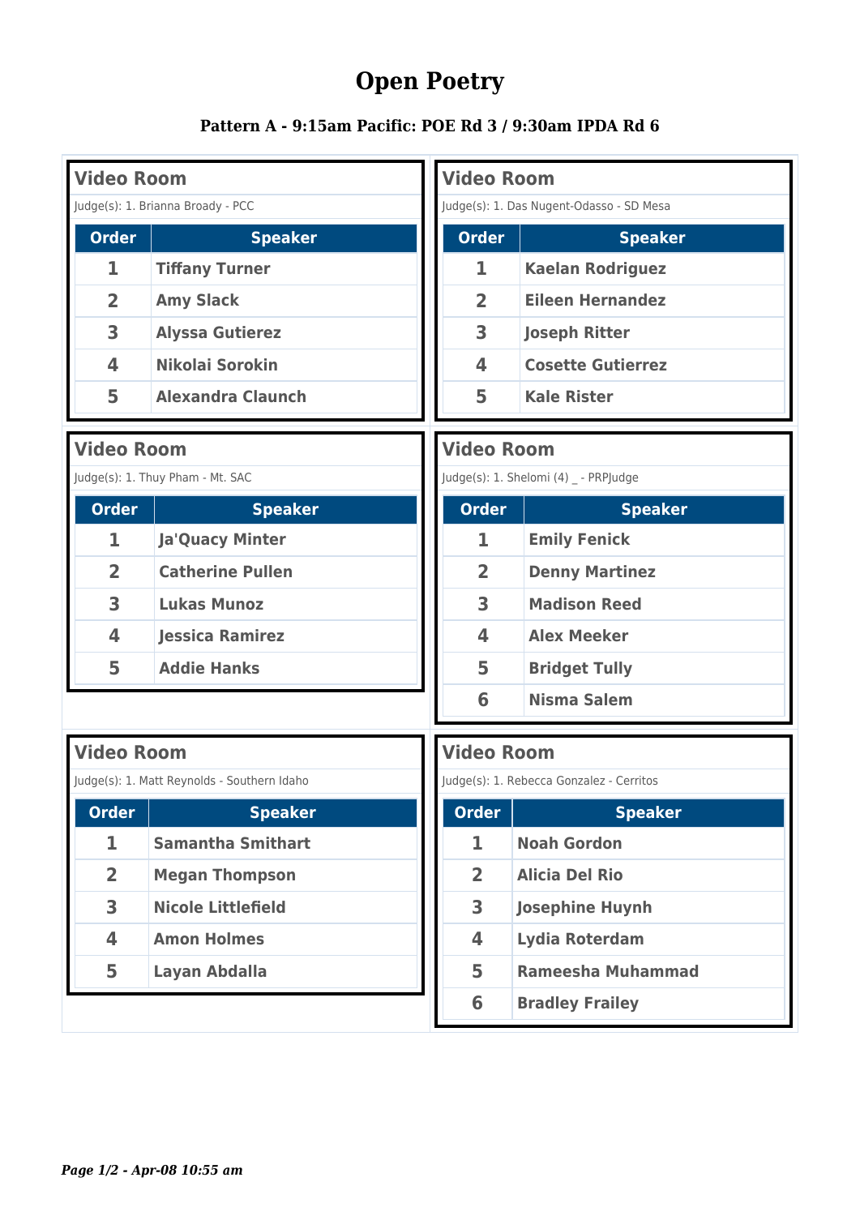# Open Poetry

### Pattern A - 9:15am Pacific: POE Rd 3 / 9:30am IPDA Rd 6

**Video Room**

Judge(s): 1. Brianna Broady - PCC

| Order | Speaker |
|---|---|
| 1 | Tiffany Turner |
| 2 | Amy Slack |
| 3 | Alyssa Gutierez |
| 4 | Nikolai Sorokin |
| 5 | Alexandra Claunch |

**Video Room**

Judge(s): 1. Das Nugent-Odasso - SD Mesa

| Order | Speaker |
|---|---|
| 1 | Kaelan Rodriguez |
| 2 | Eileen Hernandez |
| 3 | Joseph Ritter |
| 4 | Cosette Gutierrez |
| 5 | Kale Rister |

**Video Room**

Judge(s): 1. Thuy Pham - Mt. SAC

| Order | Speaker |
|---|---|
| 1 | Ja'Quacy Minter |
| 2 | Catherine Pullen |
| 3 | Lukas Munoz |
| 4 | Jessica Ramirez |
| 5 | Addie Hanks |

**Video Room**

Judge(s): 1. Shelomi (4) _ - PRPJudge

| Order | Speaker |
|---|---|
| 1 | Emily Fenick |
| 2 | Denny Martinez |
| 3 | Madison Reed |
| 4 | Alex Meeker |
| 5 | Bridget Tully |
| 6 | Nisma Salem |

**Video Room**

Judge(s): 1. Matt Reynolds - Southern Idaho

| Order | Speaker |
|---|---|
| 1 | Samantha Smithart |
| 2 | Megan Thompson |
| 3 | Nicole Littlefield |
| 4 | Amon Holmes |
| 5 | Layan Abdalla |

**Video Room**

Judge(s): 1. Rebecca Gonzalez - Cerritos

| Order | Speaker |
|---|---|
| 1 | Noah Gordon |
| 2 | Alicia Del Rio |
| 3 | Josephine Huynh |
| 4 | Lydia Roterdam |
| 5 | Rameesha Muhammad |
| 6 | Bradley Frailey |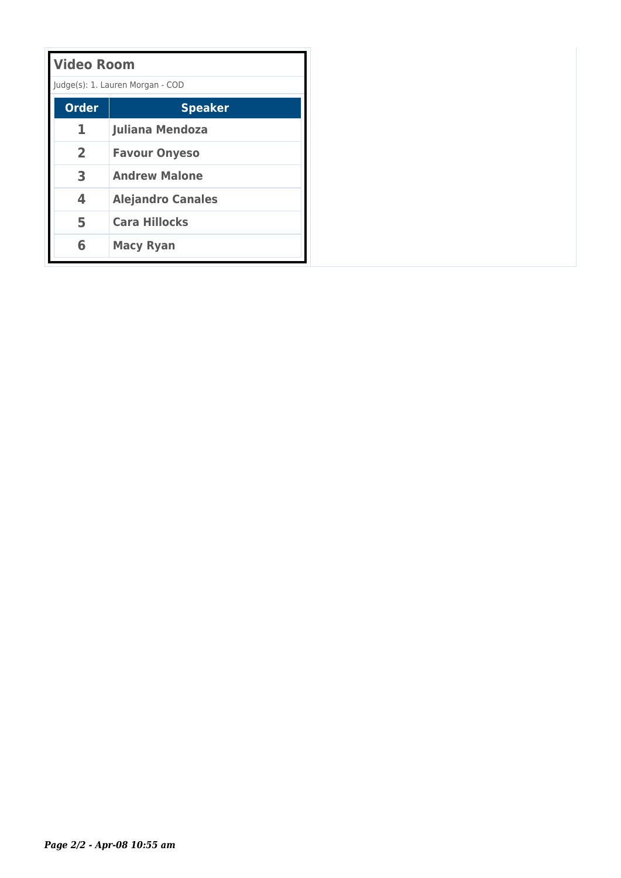## Video Room

Judge(s): 1. Lauren Morgan - COD

| Order | Speaker |
|---|---|
| 1 | Juliana Mendoza |
| 2 | Favour Onyeso |
| 3 | Andrew Malone |
| 4 | Alejandro Canales |
| 5 | Cara Hillocks |
| 6 | Macy Ryan |